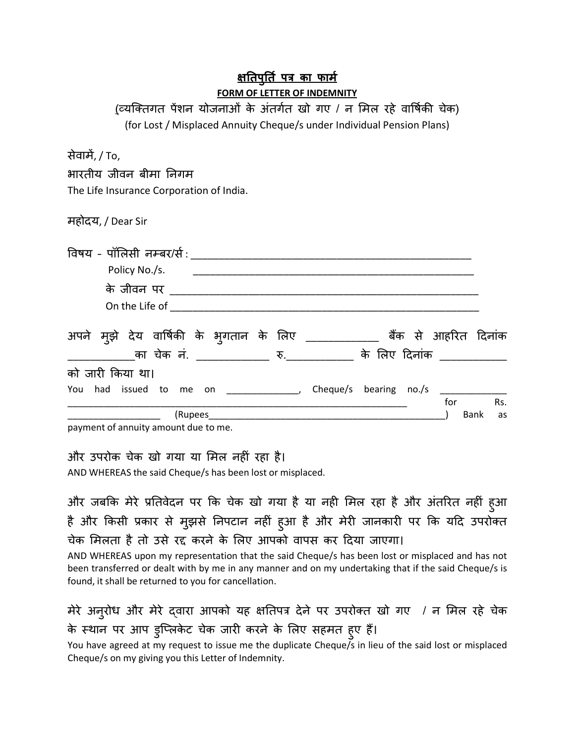## क्षतिपुर्ति पत्र का फार्म

**FORM OF LETTER OF INDEMNITY**

(व्यक्तिगत पेंशन योजनाओं के अंतर्गत खो गए / न मिल रहे वार्षिकी चेक)

(for Lost / Misplaced Annuity Cheque/s under Individual Pension Plans)

सेवामें, / To,

भारतीय जीवन बीमा निगम

The Life Insurance Corporation of India.

महोदय, / Dear Sir

विषय - पॉलिसी नम्बर/सं : ___________________________________________________

Policy No./s. ___________________________________________________

के जीवन पर ___________________________________________________

On the Life of ___________________________________________________

अपने मुझे देय वार्षिकी के भुगतान के लिए ____________ बैंक से आहरित दिनांक ___________का चेक नं. ____________ रु.___________ के लिए दिनांक ___________ को जारी किया था।

You had issued to me on _____________, Cheque/s bearing no./s ____________ _______________________________________________________________ for Rs. _________________ (Rupees_____________________________________________) Bank as payment of annuity amount due to me.

और उपरोक चेक खो गया या मिल नहीं रहा है।

AND WHEREAS the said Cheque/s has been lost or misplaced.

और जबकि मेरे प्रतिवेदन पर कि चेक खो गया है या नही मिल रहा है और अंतरित नहीं हुआ है और किसी प्रकार से मुझसे निपटान नहीं हुआ है और मेरी जानकारी पर कि यदि उपरोक्त चेक मिलता है तो उसे रद्द करने के लिए आपको वापस कर दिया जाएगा।

AND WHEREAS upon my representation that the said Cheque/s has been lost or misplaced and has not been transferred or dealt with by me in any manner and on my undertaking that if the said Cheque/s is found, it shall be returned to you for cancellation.

मेरे अनुरोध और मेरे द्वारा आपको यह क्षतिपत्र देने पर उपरोक्त खो गए / न मिल रहे चेक के स्थान पर आप डुप्लिकेट चेक जारी करने के लिए सहमत हुए हैं।

You have agreed at my request to issue me the duplicate Cheque/s in lieu of the said lost or misplaced Cheque/s on my giving you this Letter of Indemnity.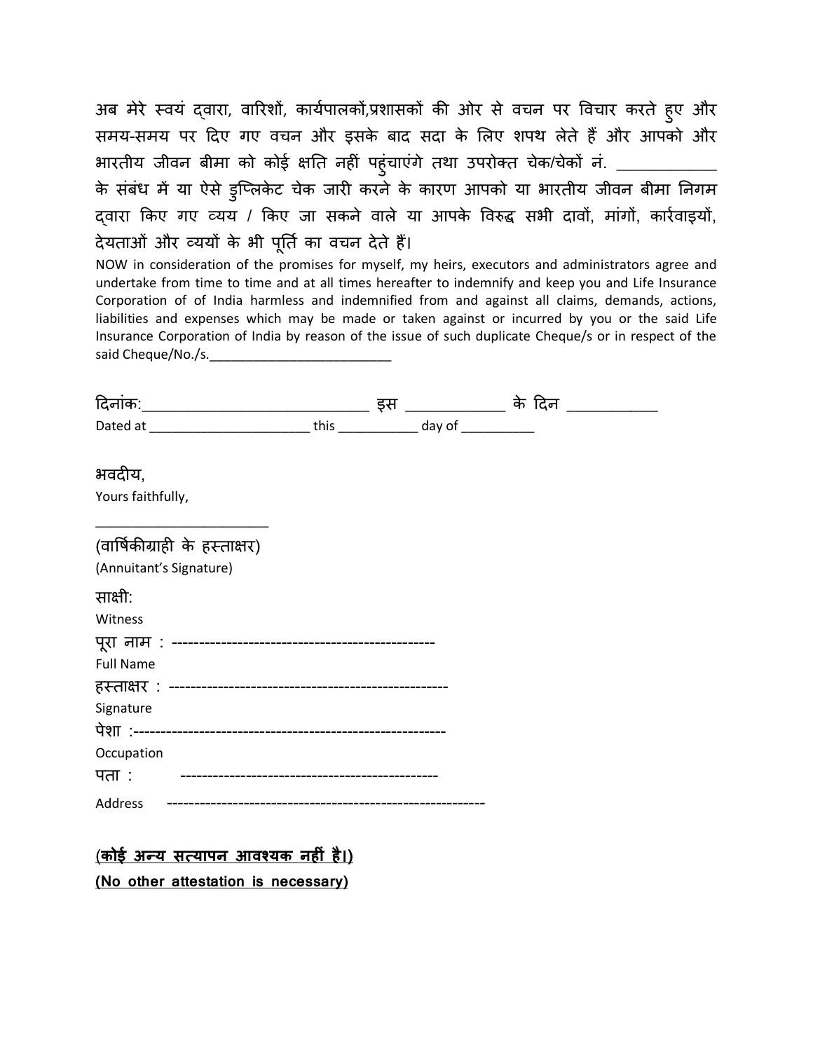अब मेरे स्वयं द्वारा, वारिशों, कार्यपालकों,प्रशासकों की ओर से वचन पर विचार करते हुए और समय-समय पर दिए गए वचन और इसके बाद सदा के लिए शपथ लेते हैं और आपको और भारतीय जीवन बीमा को कोई क्षति नहीं पहुंचाएंगे तथा उपरोक्त चेक/चेकों नं. ____________ के संबंध में या ऐसे डुप्लिकेट चेक जारी करने के कारण आपको या भारतीय जीवन बीमा निगम द्वारा किए गए व्यय / किए जा सकने वाले या आपके विरुद्ध सभी दावों, मांगों, कार्रवाइयों, देयताओं और व्ययों के भी पूर्ति का वचन देते हैं।

NOW in consideration of the promises for myself, my heirs, executors and administrators agree and undertake from time to time and at all times hereafter to indemnify and keep you and Life Insurance Corporation of of India harmless and indemnified from and against all claims, demands, actions, liabilities and expenses which may be made or taken against or incurred by you or the said Life Insurance Corporation of India by reason of the issue of such duplicate Cheque/s or in respect of the said Cheque/No./s.________________________

दिनांक:____________________________ इस ____________ के दिन ___________

Dated at _____________________ this __________ day of __________

भवदीय,

Yours faithfully,

______________________

(वार्षिकीग्राही के हस्ताक्षर)

(Annuitant's Signature)

साक्षी:

Witness

पूरा नाम : -----------------------------------------------

Full Name

हस्ताक्षर : --------------------------------------------------

Signature

पेशा :------------------------------------------------------

Occupation

पता : ---------------------------------------------

Address --------------------------------------------------------

**(कोई अन्य सत्यापन आवश्यक नहीं है।)**

**(No other attestation is necessary)**